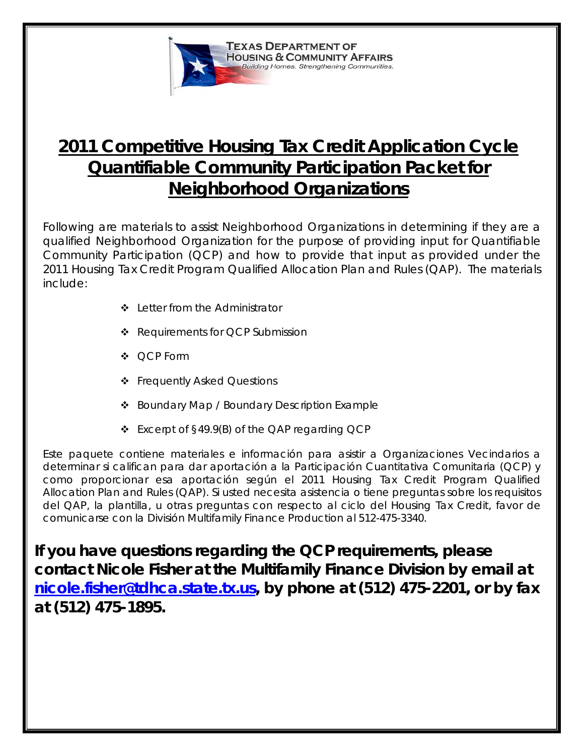**Texas Department of Housing & Community Affairs**
*Building Homes. Strengthening Communities.*

# 2011 Competitive Housing Tax Credit Application Cycle Quantifiable Community Participation Packet for Neighborhood Organizations

Following are materials to assist Neighborhood Organizations in determining if they are a qualified Neighborhood Organization for the purpose of providing input for Quantifiable Community Participation (QCP) and how to provide that input as provided under the 2011 Housing Tax Credit Program Qualified Allocation Plan and Rules (QAP). The materials include:

- Letter from the Administrator
- Requirements for QCP Submission
- QCP Form
- Frequently Asked Questions
- Boundary Map / Boundary Description Example
- Excerpt of §49.9(B) of the QAP regarding QCP

Este paquete contiene materiales e información para asistir a Organizaciones Vecindarios a determinar si califican para dar aportación a la Participación Cuantitativa Comunitaria (QCP) y como proporcionar esa aportación según el 2011 Housing Tax Credit Program Qualified Allocation Plan and Rules (QAP). Si usted necesita asistencia o tiene preguntas sobre los requisitos del QAP, la plantilla, u otras preguntas con respecto al ciclo del Housing Tax Credit, favor de comunicarse con la División Multifamily Finance Production al 512-475-3340.

**If you have questions regarding the QCP requirements, please contact Nicole Fisher at the Multifamily Finance Division by email at nicole.fisher@tdhca.state.tx.us, by phone at (512) 475-2201, or by fax at (512) 475-1895.**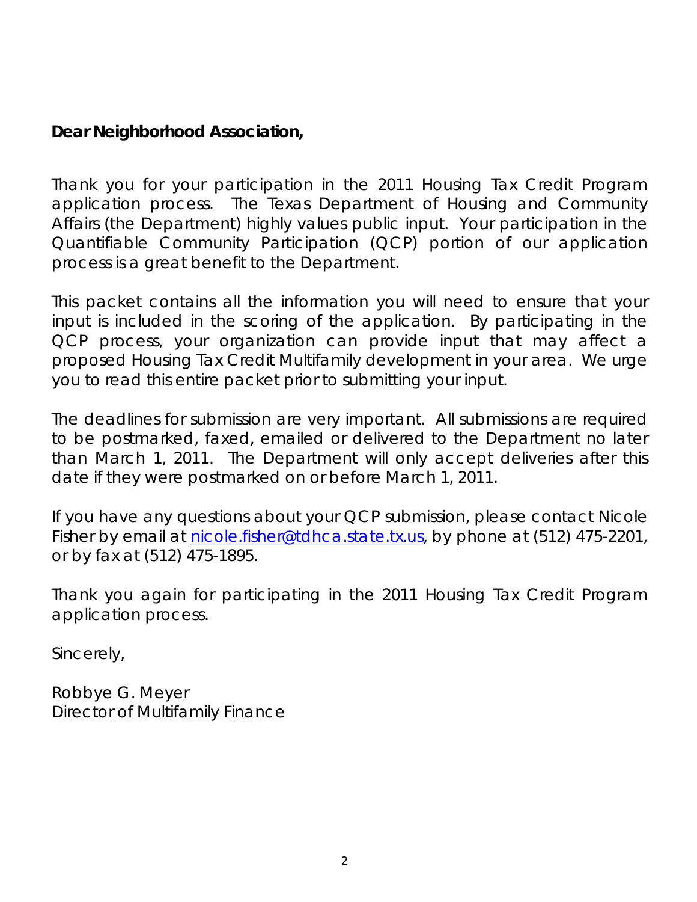**Dear Neighborhood Association,**

Thank you for your participation in the 2011 Housing Tax Credit Program application process. The Texas Department of Housing and Community Affairs (the Department) highly values public input. Your participation in the Quantifiable Community Participation (QCP) portion of our application process is a great benefit to the Department.

This packet contains all the information you will need to ensure that your input is included in the scoring of the application. By participating in the QCP process, your organization can provide input that may affect a proposed Housing Tax Credit Multifamily development in your area. We urge you to read this entire packet prior to submitting your input.

The deadlines for submission are very important. All submissions are required to be postmarked, faxed, emailed or delivered to the Department no later than March 1, 2011. The Department will only accept deliveries after this date if they were postmarked on or before March 1, 2011.

If you have any questions about your QCP submission, please contact Nicole Fisher by email at nicole.fisher@tdhca.state.tx.us, by phone at (512) 475-2201, or by fax at (512) 475-1895.

Thank you again for participating in the 2011 Housing Tax Credit Program application process.

Sincerely,

Robbye G. Meyer
Director of Multifamily Finance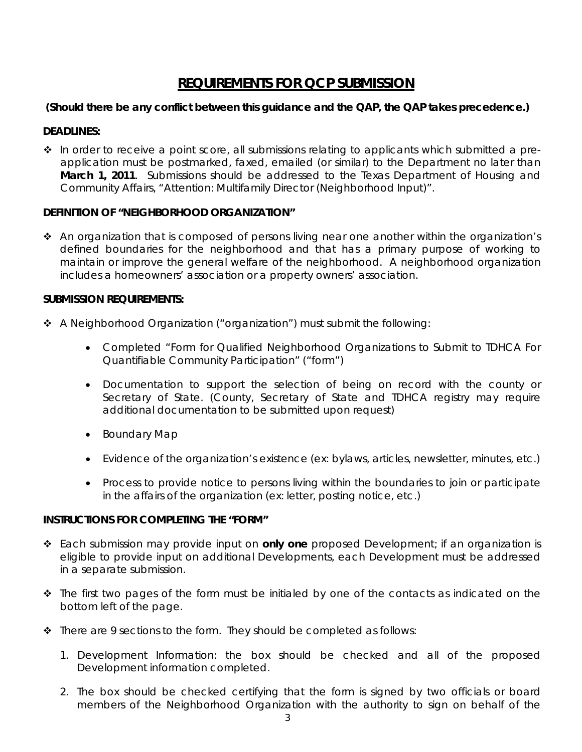# REQUIREMENTS FOR QCP SUBMISSION

**(Should there be any conflict between this guidance and the QAP, the QAP takes precedence.)**

**DEADLINES:**

- In order to receive a point score, all submissions relating to applicants which submitted a pre-application must be postmarked, faxed, emailed (or similar) to the Department no later than **March 1, 2011**. Submissions should be addressed to the Texas Department of Housing and Community Affairs, "Attention: Multifamily Director (Neighborhood Input)".

**DEFINITION OF "NEIGHBORHOOD ORGANIZATION"**

- An organization that is composed of persons living near one another within the organization's defined boundaries for the neighborhood and that has a primary purpose of working to maintain or improve the general welfare of the neighborhood. A neighborhood organization includes a homeowners' association or a property owners' association.

**SUBMISSION REQUIREMENTS:**

- A Neighborhood Organization ("organization") must submit the following:
  - Completed "Form for Qualified Neighborhood Organizations to Submit to TDHCA For Quantifiable Community Participation" ("form")
  - Documentation to support the selection of being on record with the county or Secretary of State. (County, Secretary of State and TDHCA registry may require additional documentation to be submitted upon request)
  - Boundary Map
  - Evidence of the organization's existence (ex: bylaws, articles, newsletter, minutes, etc.)
  - Process to provide notice to persons living within the boundaries to join or participate in the affairs of the organization (ex: letter, posting notice, etc.)

**INSTRUCTIONS FOR COMPLETING THE "FORM"**

- Each submission may provide input on **only one** proposed Development; if an organization is eligible to provide input on additional Developments, each Development must be addressed in a separate submission.
- The first two pages of the form must be initialed by one of the contacts as indicated on the bottom left of the page.
- There are 9 sections to the form. They should be completed as follows:
  1. Development Information: the box should be checked and all of the proposed Development information completed.
  2. The box should be checked certifying that the form is signed by two officials or board members of the Neighborhood Organization with the authority to sign on behalf of the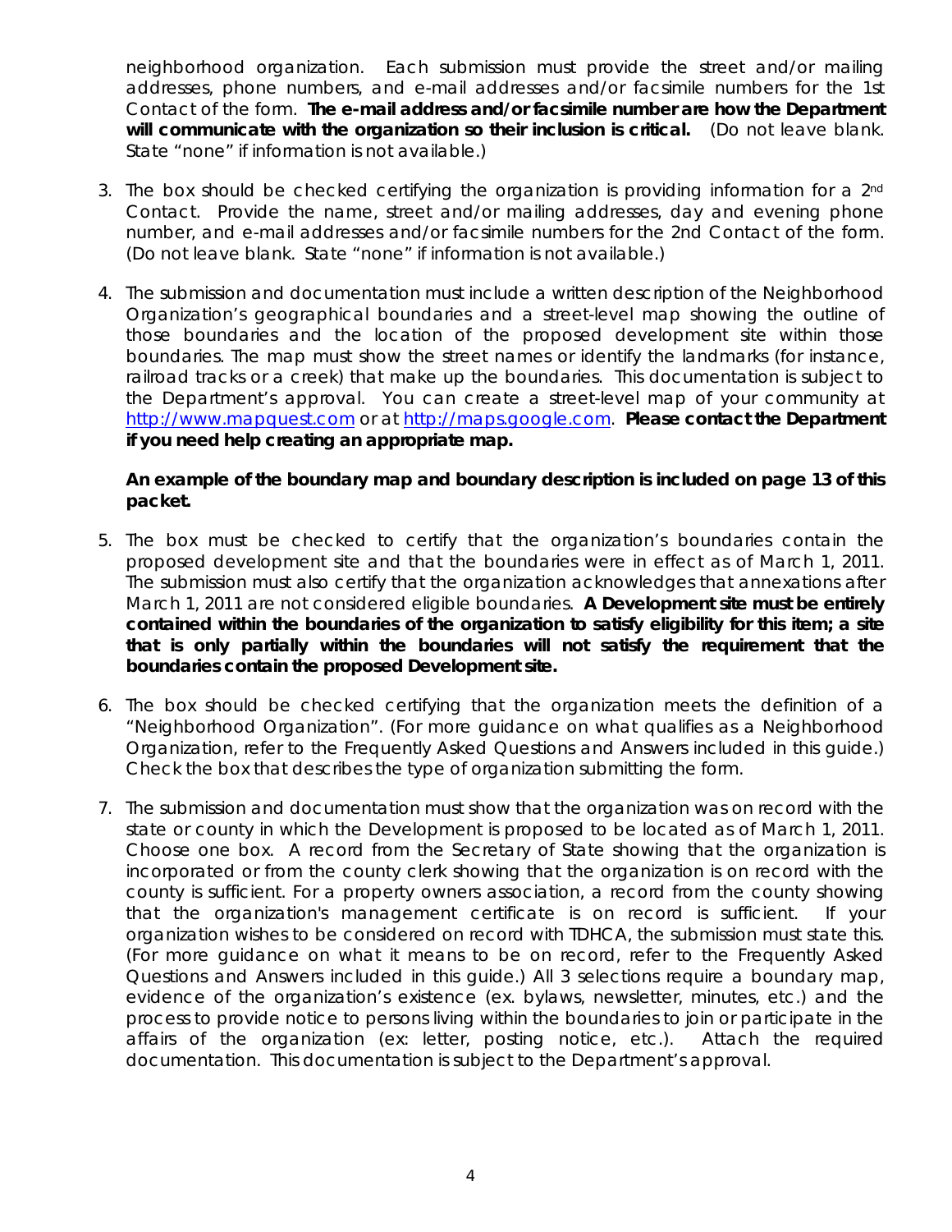neighborhood organization. Each submission must provide the street and/or mailing addresses, phone numbers, and e-mail addresses and/or facsimile numbers for the 1st Contact of the form. **The e-mail address and/or facsimile number are how the Department will communicate with the organization so their inclusion is critical.** (Do not leave blank. State "none" if information is not available.)

3. The box should be checked certifying the organization is providing information for a 2nd Contact. Provide the name, street and/or mailing addresses, day and evening phone number, and e-mail addresses and/or facsimile numbers for the 2nd Contact of the form. (Do not leave blank. State "none" if information is not available.)

4. The submission and documentation must include a written description of the Neighborhood Organization's geographical boundaries and a street-level map showing the outline of those boundaries and the location of the proposed development site within those boundaries. The map must show the street names or identify the landmarks (for instance, railroad tracks or a creek) that make up the boundaries. This documentation is subject to the Department's approval. You can create a street-level map of your community at http://www.mapquest.com or at http://maps.google.com. **Please contact the Department if you need help creating an appropriate map.**

   **An example of the boundary map and boundary description is included on page 13 of this packet.**

5. The box must be checked to certify that the organization's boundaries contain the proposed development site and that the boundaries were in effect as of March 1, 2011. The submission must also certify that the organization acknowledges that annexations after March 1, 2011 are not considered eligible boundaries. **A Development site must be entirely contained within the boundaries of the organization to satisfy eligibility for this item; a site that is only partially within the boundaries will not satisfy the requirement that the boundaries contain the proposed Development site.**

6. The box should be checked certifying that the organization meets the definition of a "Neighborhood Organization". (For more guidance on what qualifies as a Neighborhood Organization, refer to the Frequently Asked Questions and Answers included in this guide.) Check the box that describes the type of organization submitting the form.

7. The submission and documentation must show that the organization was on record with the state or county in which the Development is proposed to be located as of March 1, 2011. Choose one box. A record from the Secretary of State showing that the organization is incorporated or from the county clerk showing that the organization is on record with the county is sufficient. For a property owners association, a record from the county showing that the organization's management certificate is on record is sufficient. If your organization wishes to be considered on record with TDHCA, the submission must state this. (For more guidance on what it means to be on record, refer to the Frequently Asked Questions and Answers included in this guide.) All 3 selections require a boundary map, evidence of the organization's existence (ex. bylaws, newsletter, minutes, etc.) and the process to provide notice to persons living within the boundaries to join or participate in the affairs of the organization (ex: letter, posting notice, etc.). Attach the required documentation. This documentation is subject to the Department's approval.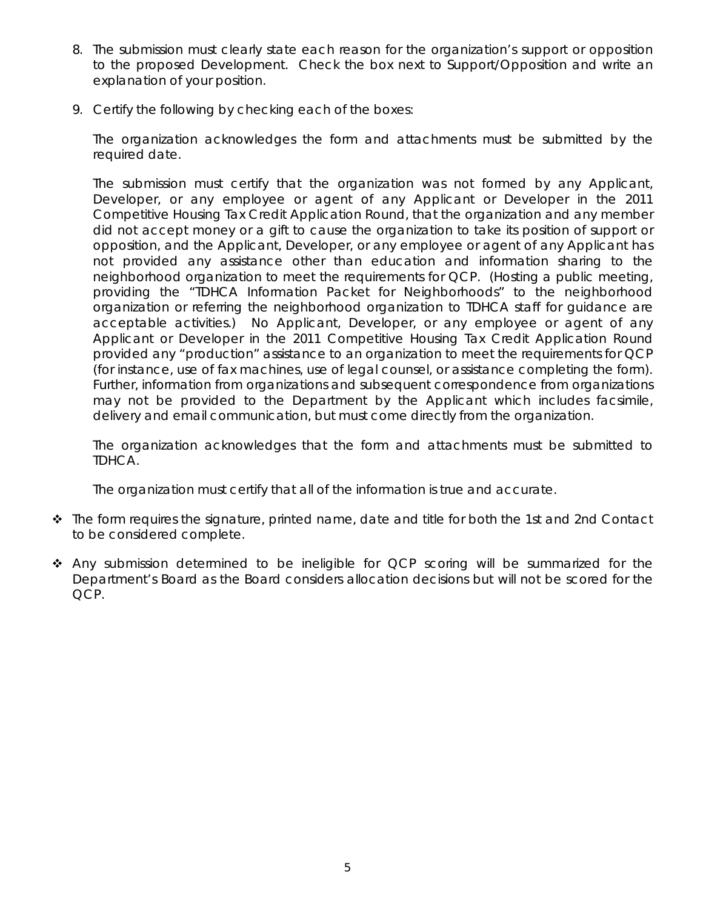8. The submission must clearly state each reason for the organization's support or opposition to the proposed Development. Check the box next to Support/Opposition and write an explanation of your position.

9. Certify the following by checking each of the boxes:

   The organization acknowledges the form and attachments must be submitted by the required date.

   The submission must certify that the organization was not formed by any Applicant, Developer, or any employee or agent of any Applicant or Developer in the 2011 Competitive Housing Tax Credit Application Round, that the organization and any member did not accept money or a gift to cause the organization to take its position of support or opposition, and the Applicant, Developer, or any employee or agent of any Applicant has not provided any assistance other than education and information sharing to the neighborhood organization to meet the requirements for QCP. (Hosting a public meeting, providing the "TDHCA Information Packet for Neighborhoods" to the neighborhood organization or referring the neighborhood organization to TDHCA staff for guidance are acceptable activities.) No Applicant, Developer, or any employee or agent of any Applicant or Developer in the 2011 Competitive Housing Tax Credit Application Round provided any "production" assistance to an organization to meet the requirements for QCP (for instance, use of fax machines, use of legal counsel, or assistance completing the form). Further, information from organizations and subsequent correspondence from organizations may not be provided to the Department by the Applicant which includes facsimile, delivery and email communication, but must come directly from the organization.

   The organization acknowledges that the form and attachments must be submitted to TDHCA.

   The organization must certify that all of the information is true and accurate.

- The form requires the signature, printed name, date and title for both the 1st and 2nd Contact to be considered complete.

- Any submission determined to be ineligible for QCP scoring will be summarized for the Department's Board as the Board considers allocation decisions but will not be scored for the QCP.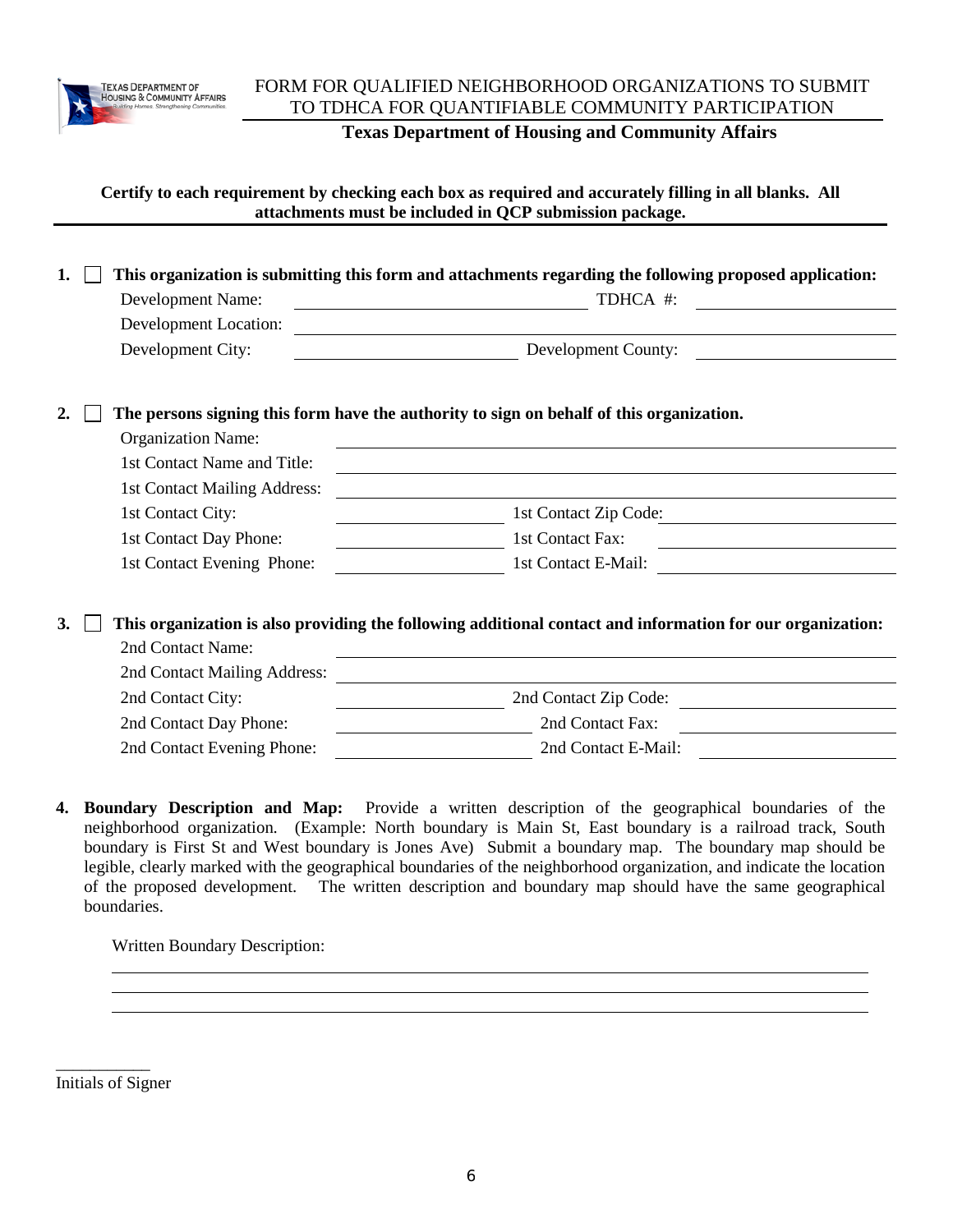# FORM FOR QUALIFIED NEIGHBORHOOD ORGANIZATIONS TO SUBMIT TO TDHCA FOR QUANTIFIABLE COMMUNITY PARTICIPATION

**Texas Department of Housing and Community Affairs**

**Certify to each requirement by checking each box as required and accurately filling in all blanks. All attachments must be included in QCP submission package.**

**1.** ☐ **This organization is submitting this form and attachments regarding the following proposed application:**

Development Name: ______________________ TDHCA #: ______________

Development Location: ______________________________________________

Development City: __________________ Development County: ______________

**2.** ☐ **The persons signing this form have the authority to sign on behalf of this organization.**

Organization Name: ______________________________________________

1st Contact Name and Title: ______________________________________________

1st Contact Mailing Address: ______________________________________________

1st Contact City: ______________ 1st Contact Zip Code: ______________

1st Contact Day Phone: ______________ 1st Contact Fax: ______________

1st Contact Evening Phone: ______________ 1st Contact E-Mail: ______________

**3.** ☐ **This organization is also providing the following additional contact and information for our organization:**

2nd Contact Name: ______________________________________________

2nd Contact Mailing Address: ______________________________________________

2nd Contact City: ______________ 2nd Contact Zip Code: ______________

2nd Contact Day Phone: ______________ 2nd Contact Fax: ______________

2nd Contact Evening Phone: ______________ 2nd Contact E-Mail: ______________

**4.** **Boundary Description and Map:** Provide a written description of the geographical boundaries of the neighborhood organization. (Example: North boundary is Main St, East boundary is a railroad track, South boundary is First St and West boundary is Jones Ave) Submit a boundary map. The boundary map should be legible, clearly marked with the geographical boundaries of the neighborhood organization, and indicate the location of the proposed development. The written description and boundary map should have the same geographical boundaries.

Written Boundary Description:

______________________________________________

______________________________________________

______________________________________________

___________
Initials of Signer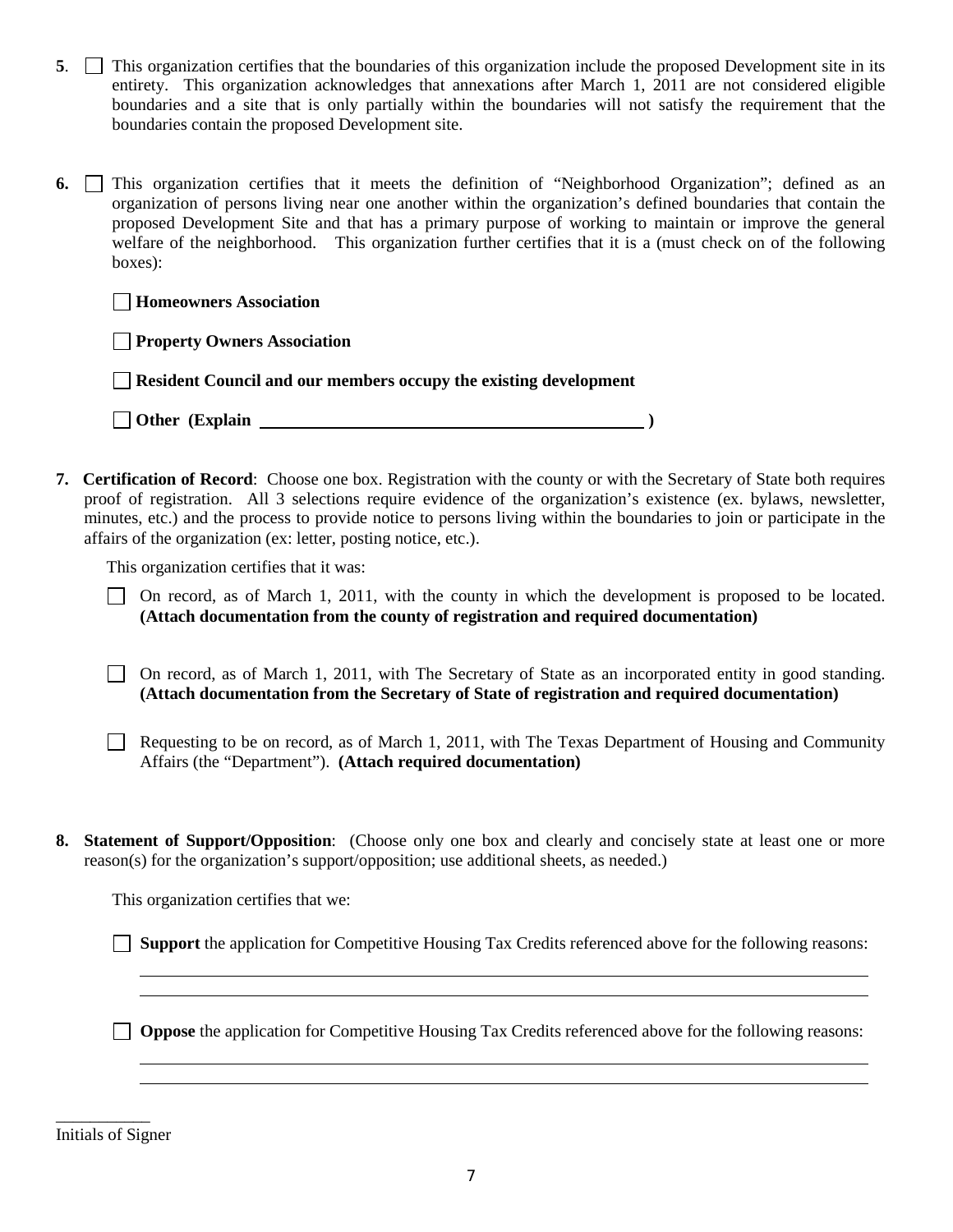5. ☐ This organization certifies that the boundaries of this organization include the proposed Development site in its entirety. This organization acknowledges that annexations after March 1, 2011 are not considered eligible boundaries and a site that is only partially within the boundaries will not satisfy the requirement that the boundaries contain the proposed Development site.

6. ☐ This organization certifies that it meets the definition of "Neighborhood Organization"; defined as an organization of persons living near one another within the organization's defined boundaries that contain the proposed Development Site and that has a primary purpose of working to maintain or improve the general welfare of the neighborhood. This organization further certifies that it is a (must check on of the following boxes):

   ☐ **Homeowners Association**

   ☐ **Property Owners Association**

   ☐ **Resident Council and our members occupy the existing development**

   ☐ **Other (Explain \_\_\_\_\_\_\_\_\_\_\_\_\_\_\_\_\_\_\_\_\_\_\_\_\_\_\_\_\_\_\_\_\_\_\_\_\_\_\_\_ )**

7. **Certification of Record**: Choose one box. Registration with the county or with the Secretary of State both requires proof of registration. All 3 selections require evidence of the organization's existence (ex. bylaws, newsletter, minutes, etc.) and the process to provide notice to persons living within the boundaries to join or participate in the affairs of the organization (ex: letter, posting notice, etc.).

   This organization certifies that it was:

   ☐ On record, as of March 1, 2011, with the county in which the development is proposed to be located. **(Attach documentation from the county of registration and required documentation)**

   ☐ On record, as of March 1, 2011, with The Secretary of State as an incorporated entity in good standing. **(Attach documentation from the Secretary of State of registration and required documentation)**

   ☐ Requesting to be on record, as of March 1, 2011, with The Texas Department of Housing and Community Affairs (the "Department"). **(Attach required documentation)**

8. **Statement of Support/Opposition**: (Choose only one box and clearly and concisely state at least one or more reason(s) for the organization's support/opposition; use additional sheets, as needed.)

   This organization certifies that we:

   ☐ **Support** the application for Competitive Housing Tax Credits referenced above for the following reasons:

   \_\_\_\_\_\_\_\_\_\_\_\_\_\_\_\_\_\_\_\_\_\_\_\_\_\_\_\_\_\_\_\_\_\_\_\_\_\_\_\_\_\_\_\_\_\_\_\_\_\_\_\_\_\_\_\_\_\_\_\_

   \_\_\_\_\_\_\_\_\_\_\_\_\_\_\_\_\_\_\_\_\_\_\_\_\_\_\_\_\_\_\_\_\_\_\_\_\_\_\_\_\_\_\_\_\_\_\_\_\_\_\_\_\_\_\_\_\_\_\_\_

   ☐ **Oppose** the application for Competitive Housing Tax Credits referenced above for the following reasons:

   \_\_\_\_\_\_\_\_\_\_\_\_\_\_\_\_\_\_\_\_\_\_\_\_\_\_\_\_\_\_\_\_\_\_\_\_\_\_\_\_\_\_\_\_\_\_\_\_\_\_\_\_\_\_\_\_\_\_\_\_

   \_\_\_\_\_\_\_\_\_\_\_\_\_\_\_\_\_\_\_\_\_\_\_\_\_\_\_\_\_\_\_\_\_\_\_\_\_\_\_\_\_\_\_\_\_\_\_\_\_\_\_\_\_\_\_\_\_\_\_\_

\_\_\_\_\_\_\_\_\_\_\_\_

Initials of Signer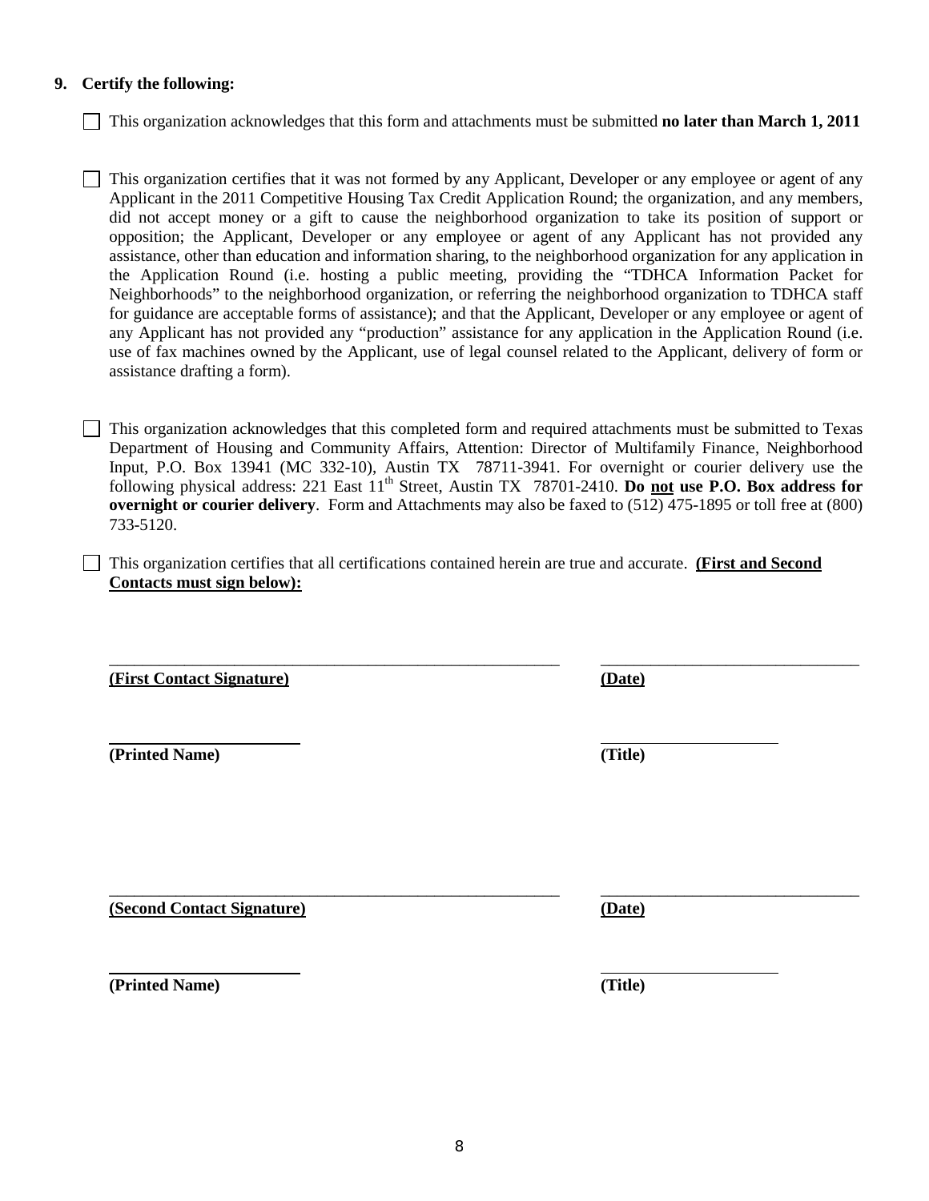**9. Certify the following:**

- [ ] This organization acknowledges that this form and attachments must be submitted **no later than March 1, 2011**

- [ ] This organization certifies that it was not formed by any Applicant, Developer or any employee or agent of any Applicant in the 2011 Competitive Housing Tax Credit Application Round; the organization, and any members, did not accept money or a gift to cause the neighborhood organization to take its position of support or opposition; the Applicant, Developer or any employee or agent of any Applicant has not provided any assistance, other than education and information sharing, to the neighborhood organization for any application in the Application Round (i.e. hosting a public meeting, providing the "TDHCA Information Packet for Neighborhoods" to the neighborhood organization, or referring the neighborhood organization to TDHCA staff for guidance are acceptable forms of assistance); and that the Applicant, Developer or any employee or agent of any Applicant has not provided any "production" assistance for any application in the Application Round (i.e. use of fax machines owned by the Applicant, use of legal counsel related to the Applicant, delivery of form or assistance drafting a form).

- [ ] This organization acknowledges that this completed form and required attachments must be submitted to Texas Department of Housing and Community Affairs, Attention: Director of Multifamily Finance, Neighborhood Input, P.O. Box 13941 (MC 332-10), Austin TX 78711-3941. For overnight or courier delivery use the following physical address: 221 East 11th Street, Austin TX 78701-2410. **Do not use P.O. Box address for overnight or courier delivery**. Form and Attachments may also be faxed to (512) 475-1895 or toll free at (800) 733-5120.

- [ ] This organization certifies that all certifications contained herein are true and accurate. **(First and Second Contacts must sign below):**

\_\_\_\_\_\_\_\_\_\_\_\_\_\_\_\_\_\_\_\_\_\_\_\_\_\_\_\_\_\_\_\_\_\_\_\_\_\_\_\_ \_\_\_\_\_\_\_\_\_\_\_\_\_\_\_\_\_\_\_\_\_\_\_\_

**(First Contact Signature)** **(Date)**

\_\_\_\_\_\_\_\_\_\_\_\_\_\_\_\_\_\_ \_\_\_\_\_\_\_\_\_\_\_\_\_\_\_\_\_\_

**(Printed Name)** **(Title)**

\_\_\_\_\_\_\_\_\_\_\_\_\_\_\_\_\_\_\_\_\_\_\_\_\_\_\_\_\_\_\_\_\_\_\_\_\_\_\_\_ \_\_\_\_\_\_\_\_\_\_\_\_\_\_\_\_\_\_\_\_\_\_\_\_

**(Second Contact Signature)** **(Date)**

\_\_\_\_\_\_\_\_\_\_\_\_\_\_\_\_\_\_ \_\_\_\_\_\_\_\_\_\_\_\_\_\_\_\_\_\_

**(Printed Name)** **(Title)**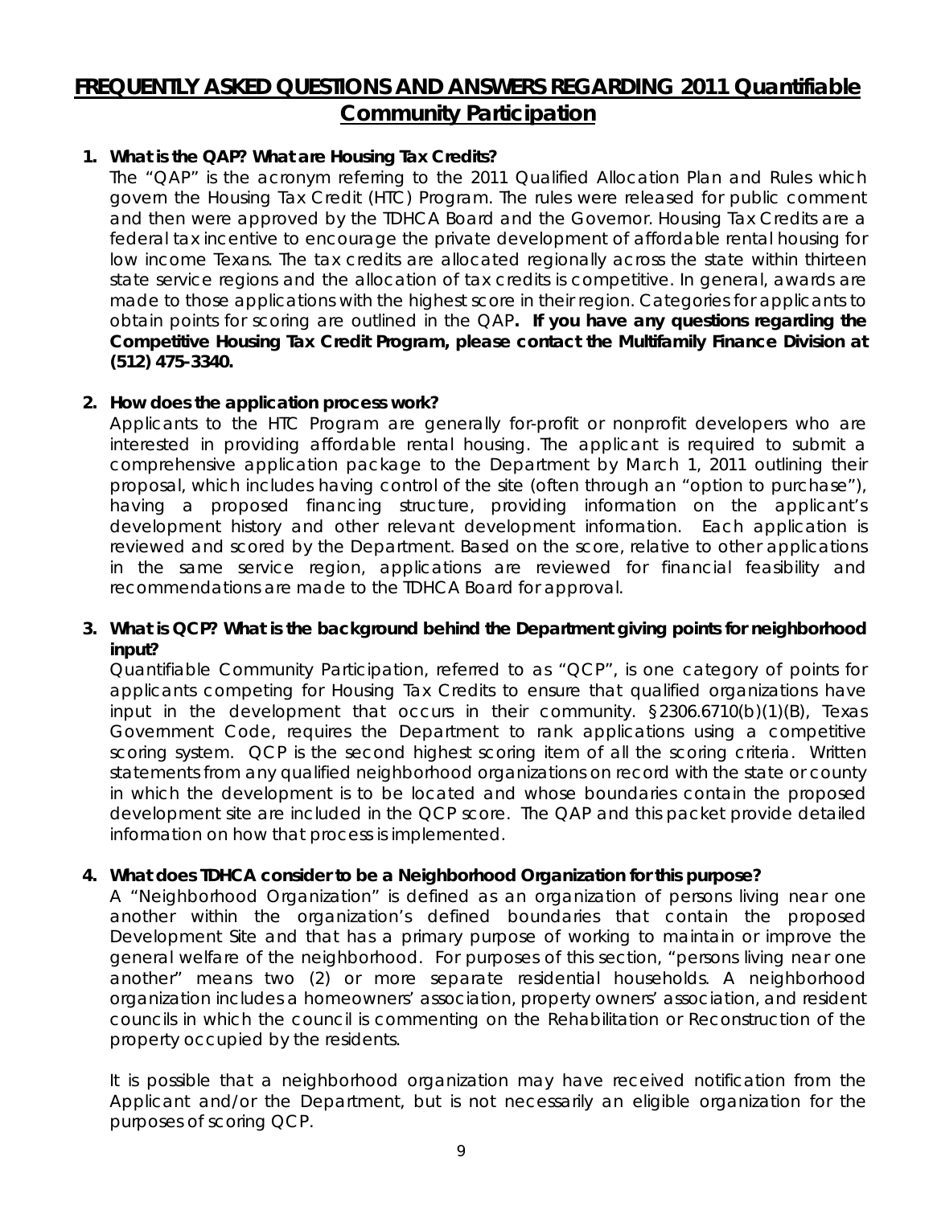# FREQUENTLY ASKED QUESTIONS AND ANSWERS REGARDING 2011 Quantifiable Community Participation

1. **What is the QAP? What are Housing Tax Credits?**

   The "QAP" is the acronym referring to the 2011 Qualified Allocation Plan and Rules which govern the Housing Tax Credit (HTC) Program. The rules were released for public comment and then were approved by the TDHCA Board and the Governor. Housing Tax Credits are a federal tax incentive to encourage the private development of affordable rental housing for low income Texans. The tax credits are allocated regionally across the state within thirteen state service regions and the allocation of tax credits is competitive. In general, awards are made to those applications with the highest score in their region. Categories for applicants to obtain points for scoring are outlined in the QAP**. If you have any questions regarding the Competitive Housing Tax Credit Program, please contact the Multifamily Finance Division at (512) 475-3340.**

2. **How does the application process work?**

   Applicants to the HTC Program are generally for-profit or nonprofit developers who are interested in providing affordable rental housing. The applicant is required to submit a comprehensive application package to the Department by March 1, 2011 outlining their proposal, which includes having control of the site (often through an "option to purchase"), having a proposed financing structure, providing information on the applicant's development history and other relevant development information. Each application is reviewed and scored by the Department. Based on the score, relative to other applications in the same service region, applications are reviewed for financial feasibility and recommendations are made to the TDHCA Board for approval.

3. **What is QCP? What is the background behind the Department giving points for neighborhood input?**

   Quantifiable Community Participation, referred to as "QCP", is one category of points for applicants competing for Housing Tax Credits to ensure that qualified organizations have input in the development that occurs in their community. §2306.6710(b)(1)(B), Texas Government Code, requires the Department to rank applications using a competitive scoring system. QCP is the second highest scoring item of all the scoring criteria. Written statements from any qualified neighborhood organizations on record with the state or county in which the development is to be located and whose boundaries contain the proposed development site are included in the QCP score. The QAP and this packet provide detailed information on how that process is implemented.

4. **What does TDHCA consider to be a Neighborhood Organization for this purpose?**

   A "Neighborhood Organization" is defined as an organization of persons living near one another within the organization's defined boundaries that contain the proposed Development Site and that has a primary purpose of working to maintain or improve the general welfare of the neighborhood. For purposes of this section, "persons living near one another" means two (2) or more separate residential households. A neighborhood organization includes a homeowners' association, property owners' association, and resident councils in which the council is commenting on the Rehabilitation or Reconstruction of the property occupied by the residents.

   It is possible that a neighborhood organization may have received notification from the Applicant and/or the Department, but is not necessarily an eligible organization for the purposes of scoring QCP.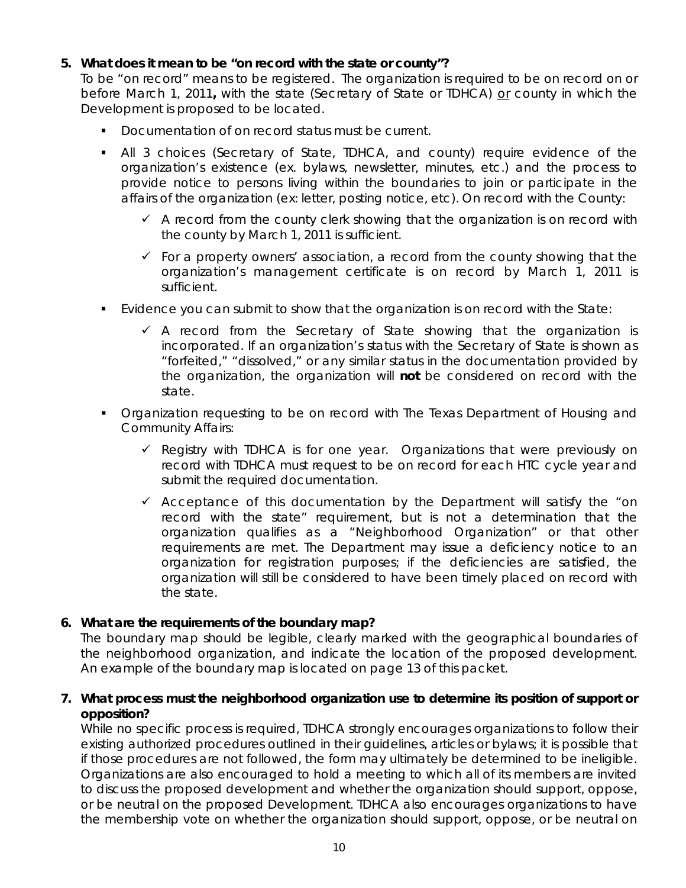5. **What does it mean to be "on record with the state or county"?**

   To be "on record" means to be registered. The organization is required to be on record on or before March 1, 2011**,** with the state (Secretary of State or TDHCA) <u>or</u> county in which the Development is proposed to be located.

   - Documentation of on record status must be current.
   - All 3 choices (Secretary of State, TDHCA, and county) require evidence of the organization's existence (ex. bylaws, newsletter, minutes, etc.) and the process to provide notice to persons living within the boundaries to join or participate in the affairs of the organization (ex: letter, posting notice, etc). On record with the County:
     - ✓ A record from the county clerk showing that the organization is on record with the county by March 1, 2011 is sufficient.
     - ✓ For a property owners' association, a record from the county showing that the organization's management certificate is on record by March 1, 2011 is sufficient.
   - Evidence you can submit to show that the organization is on record with the State:
     - ✓ A record from the Secretary of State showing that the organization is incorporated. If an organization's status with the Secretary of State is shown as "forfeited," "dissolved," or any similar status in the documentation provided by the organization, the organization will **not** be considered on record with the state.
   - Organization requesting to be on record with The Texas Department of Housing and Community Affairs:
     - ✓ Registry with TDHCA is for one year. Organizations that were previously on record with TDHCA must request to be on record for each HTC cycle year and submit the required documentation.
     - ✓ Acceptance of this documentation by the Department will satisfy the "on record with the state" requirement, but is not a determination that the organization qualifies as a "Neighborhood Organization" or that other requirements are met. The Department may issue a deficiency notice to an organization for registration purposes; if the deficiencies are satisfied, the organization will still be considered to have been timely placed on record with the state.

6. **What are the requirements of the boundary map?**

   The boundary map should be legible, clearly marked with the geographical boundaries of the neighborhood organization, and indicate the location of the proposed development. An example of the boundary map is located on page 13 of this packet.

7. **What process must the neighborhood organization use to determine its position of support or opposition?**

   While no specific process is required, TDHCA strongly encourages organizations to follow their existing authorized procedures outlined in their guidelines, articles or bylaws; it is possible that if those procedures are not followed, the form may ultimately be determined to be ineligible. Organizations are also encouraged to hold a meeting to which all of its members are invited to discuss the proposed development and whether the organization should support, oppose, or be neutral on the proposed Development. TDHCA also encourages organizations to have the membership vote on whether the organization should support, oppose, or be neutral on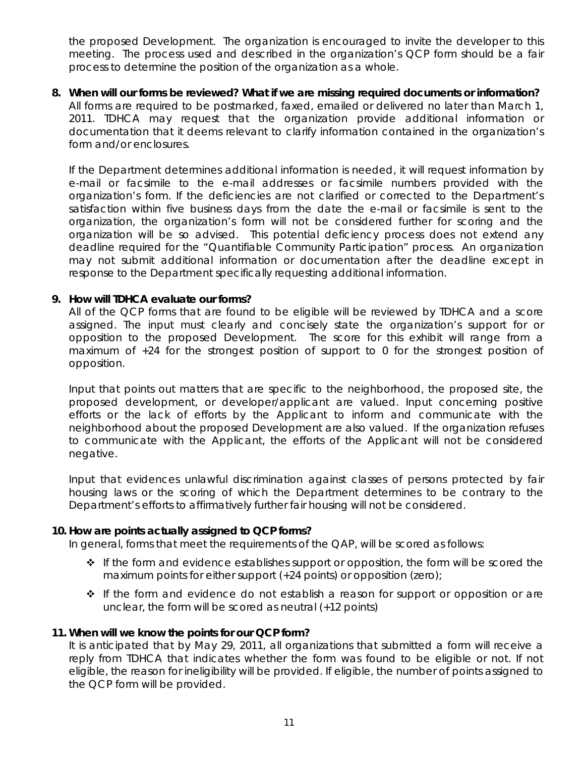the proposed Development. The organization is encouraged to invite the developer to this meeting. The process used and described in the organization's QCP form should be a fair process to determine the position of the organization as a whole.

**8. When will our forms be reviewed? What if we are missing required documents or information?**

All forms are required to be postmarked, faxed, emailed or delivered no later than March 1, 2011. TDHCA may request that the organization provide additional information or documentation that it deems relevant to clarify information contained in the organization's form and/or enclosures.

If the Department determines additional information is needed, it will request information by e-mail or facsimile to the e-mail addresses or facsimile numbers provided with the organization's form. If the deficiencies are not clarified or corrected to the Department's satisfaction within five business days from the date the e-mail or facsimile is sent to the organization, the organization's form will not be considered further for scoring and the organization will be so advised. This potential deficiency process does not extend any deadline required for the "Quantifiable Community Participation" process. An organization may not submit additional information or documentation after the deadline except in response to the Department specifically requesting additional information.

**9. How will TDHCA evaluate our forms?**

All of the QCP forms that are found to be eligible will be reviewed by TDHCA and a score assigned. The input must clearly and concisely state the organization's support for or opposition to the proposed Development. The score for this exhibit will range from a maximum of +24 for the strongest position of support to 0 for the strongest position of opposition.

Input that points out matters that are specific to the neighborhood, the proposed site, the proposed development, or developer/applicant are valued. Input concerning positive efforts or the lack of efforts by the Applicant to inform and communicate with the neighborhood about the proposed Development are also valued. If the organization refuses to communicate with the Applicant, the efforts of the Applicant will not be considered negative.

Input that evidences unlawful discrimination against classes of persons protected by fair housing laws or the scoring of which the Department determines to be contrary to the Department's efforts to affirmatively further fair housing will not be considered.

**10. How are points actually assigned to QCP forms?**

In general, forms that meet the requirements of the QAP, will be scored as follows:

- If the form and evidence establishes support or opposition, the form will be scored the maximum points for either support (+24 points) or opposition (zero);
- If the form and evidence do not establish a reason for support or opposition or are unclear, the form will be scored as neutral (+12 points)

**11. When will we know the points for our QCP form?**

It is anticipated that by May 29, 2011, all organizations that submitted a form will receive a reply from TDHCA that indicates whether the form was found to be eligible or not. If not eligible, the reason for ineligibility will be provided. If eligible, the number of points assigned to the QCP form will be provided.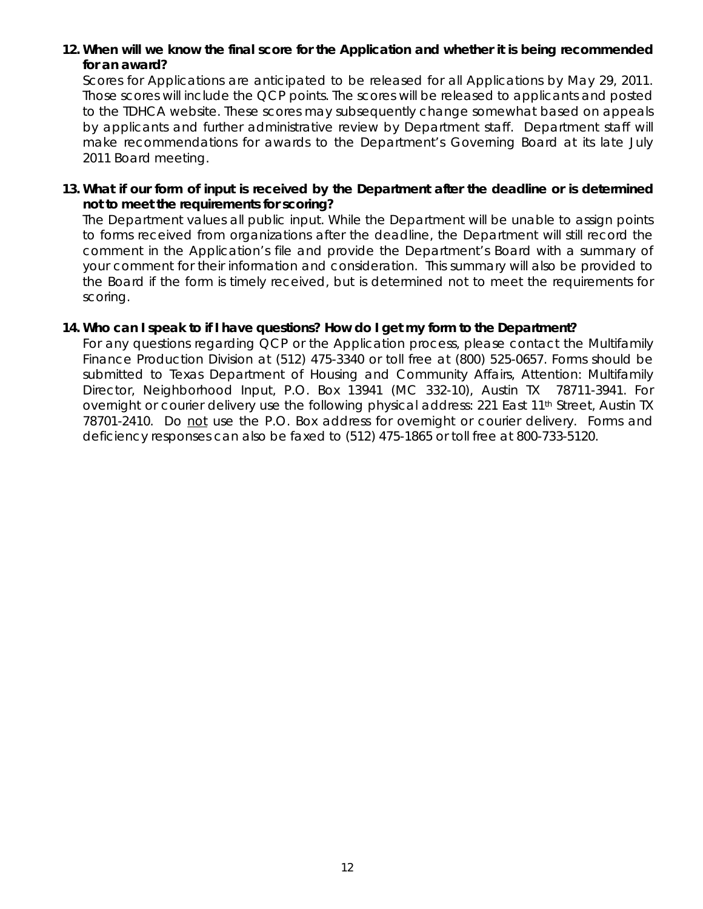**12. When will we know the final score for the Application and whether it is being recommended for an award?**

Scores for Applications are anticipated to be released for all Applications by May 29, 2011. Those scores will include the QCP points. The scores will be released to applicants and posted to the TDHCA website. These scores may subsequently change somewhat based on appeals by applicants and further administrative review by Department staff. Department staff will make recommendations for awards to the Department's Governing Board at its late July 2011 Board meeting.

**13. What if our form of input is received by the Department after the deadline or is determined not to meet the requirements for scoring?**

The Department values all public input. While the Department will be unable to assign points to forms received from organizations after the deadline, the Department will still record the comment in the Application's file and provide the Department's Board with a summary of your comment for their information and consideration. This summary will also be provided to the Board if the form is timely received, but is determined not to meet the requirements for scoring.

**14. Who can I speak to if I have questions? How do I get my form to the Department?**

For any questions regarding QCP or the Application process, please contact the Multifamily Finance Production Division at (512) 475-3340 or toll free at (800) 525-0657. Forms should be submitted to Texas Department of Housing and Community Affairs, Attention: Multifamily Director, Neighborhood Input, P.O. Box 13941 (MC 332-10), Austin TX 78711-3941. For overnight or courier delivery use the following physical address: 221 East 11th Street, Austin TX 78701-2410. Do <u>not</u> use the P.O. Box address for overnight or courier delivery. Forms and deficiency responses can also be faxed to (512) 475-1865 or toll free at 800-733-5120.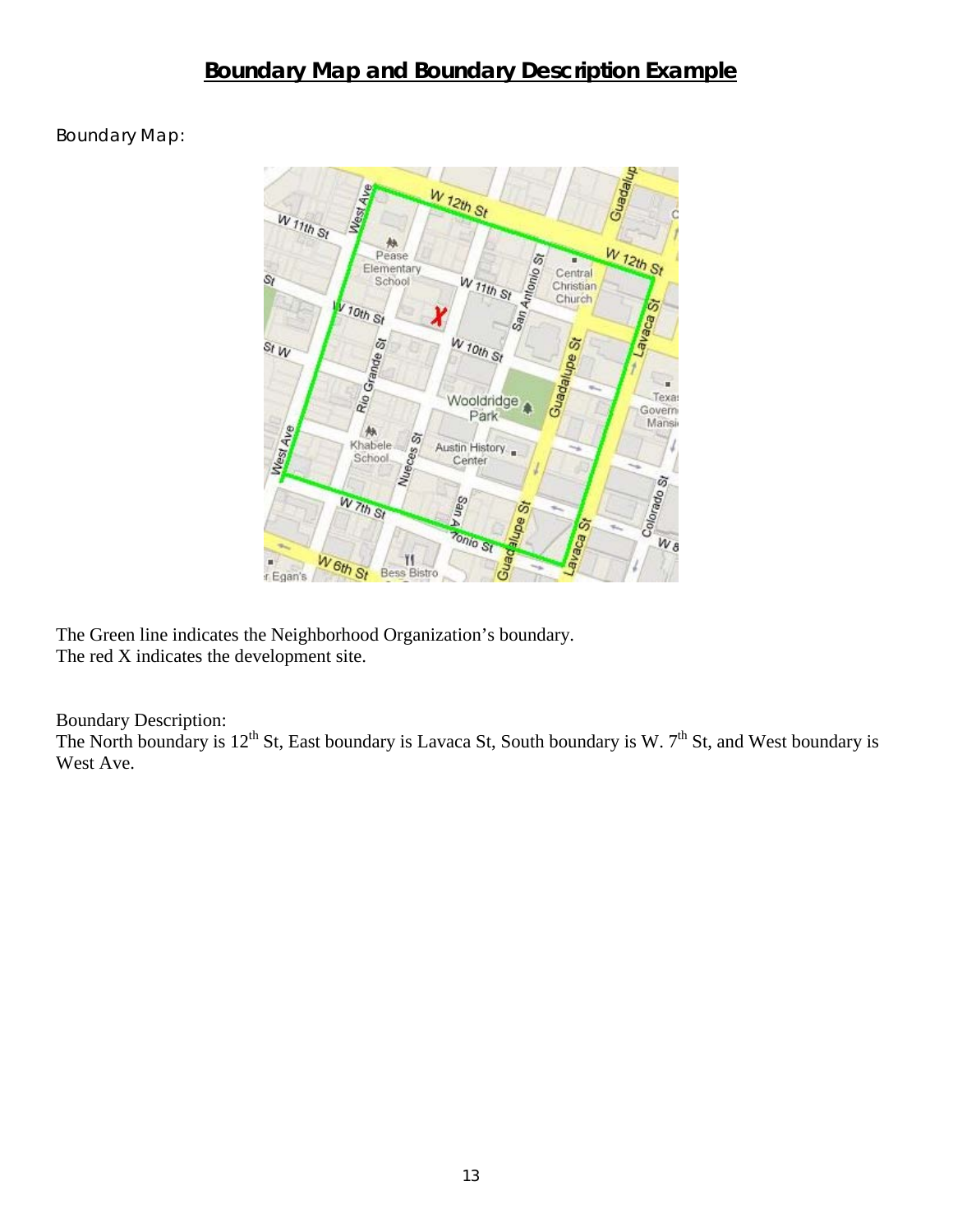## Boundary Map and Boundary Description Example

Boundary Map:

The Green line indicates the Neighborhood Organization's boundary.
The red X indicates the development site.

Boundary Description:
The North boundary is $12^{th}$ St, East boundary is Lavaca St, South boundary is W. $7^{th}$ St, and West boundary is West Ave.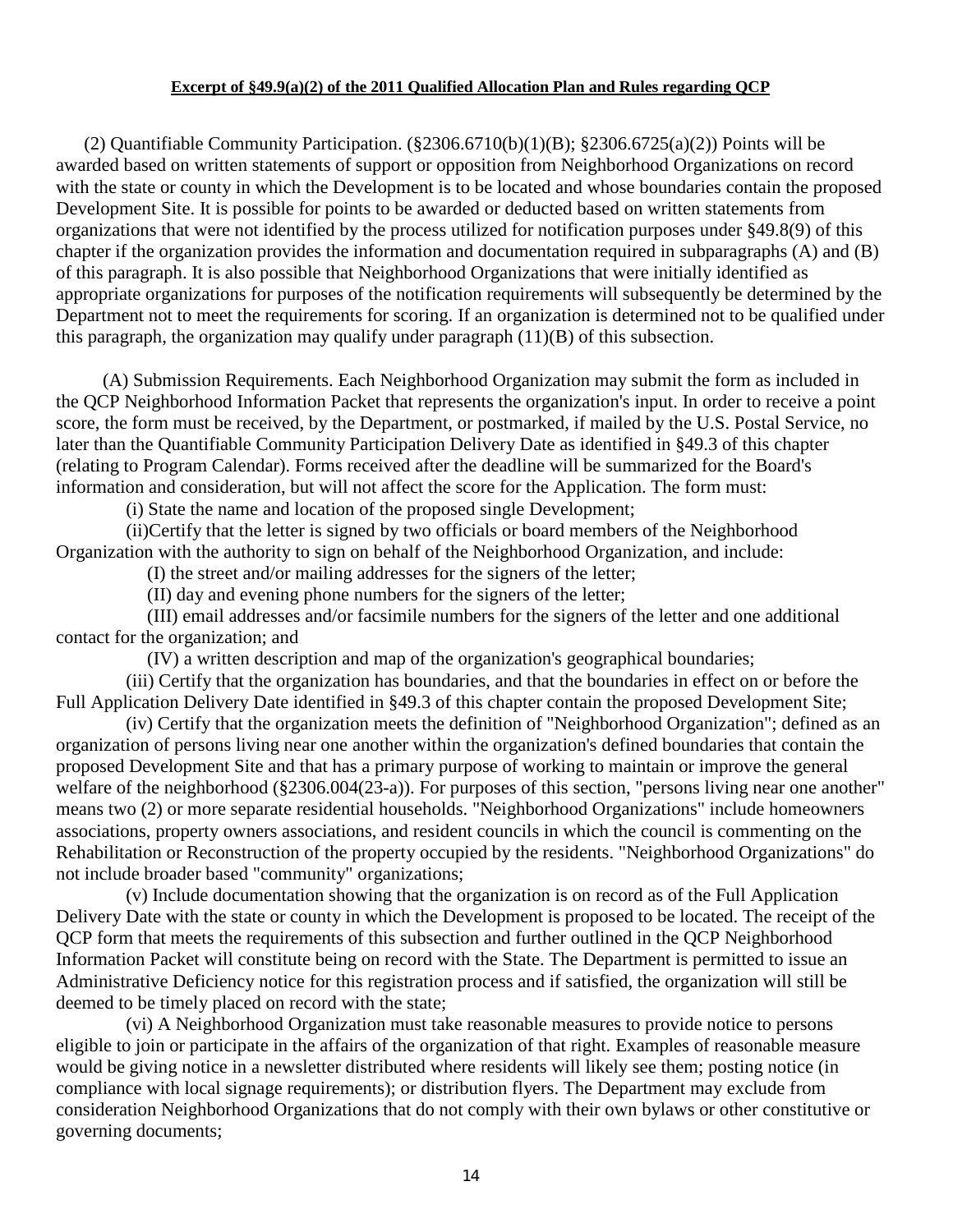**Excerpt of §49.9(a)(2) of the 2011 Qualified Allocation Plan and Rules regarding QCP**

(2) Quantifiable Community Participation. (§2306.6710(b)(1)(B); §2306.6725(a)(2)) Points will be awarded based on written statements of support or opposition from Neighborhood Organizations on record with the state or county in which the Development is to be located and whose boundaries contain the proposed Development Site. It is possible for points to be awarded or deducted based on written statements from organizations that were not identified by the process utilized for notification purposes under §49.8(9) of this chapter if the organization provides the information and documentation required in subparagraphs (A) and (B) of this paragraph. It is also possible that Neighborhood Organizations that were initially identified as appropriate organizations for purposes of the notification requirements will subsequently be determined by the Department not to meet the requirements for scoring. If an organization is determined not to be qualified under this paragraph, the organization may qualify under paragraph (11)(B) of this subsection.

(A) Submission Requirements. Each Neighborhood Organization may submit the form as included in the QCP Neighborhood Information Packet that represents the organization's input. In order to receive a point score, the form must be received, by the Department, or postmarked, if mailed by the U.S. Postal Service, no later than the Quantifiable Community Participation Delivery Date as identified in §49.3 of this chapter (relating to Program Calendar). Forms received after the deadline will be summarized for the Board's information and consideration, but will not affect the score for the Application. The form must:

(i) State the name and location of the proposed single Development;

(ii)Certify that the letter is signed by two officials or board members of the Neighborhood Organization with the authority to sign on behalf of the Neighborhood Organization, and include:

(I) the street and/or mailing addresses for the signers of the letter;

(II) day and evening phone numbers for the signers of the letter;

(III) email addresses and/or facsimile numbers for the signers of the letter and one additional contact for the organization; and

(IV) a written description and map of the organization's geographical boundaries;

(iii) Certify that the organization has boundaries, and that the boundaries in effect on or before the Full Application Delivery Date identified in §49.3 of this chapter contain the proposed Development Site;

(iv) Certify that the organization meets the definition of "Neighborhood Organization"; defined as an organization of persons living near one another within the organization's defined boundaries that contain the proposed Development Site and that has a primary purpose of working to maintain or improve the general welfare of the neighborhood (§2306.004(23-a)). For purposes of this section, "persons living near one another" means two (2) or more separate residential households. "Neighborhood Organizations" include homeowners associations, property owners associations, and resident councils in which the council is commenting on the Rehabilitation or Reconstruction of the property occupied by the residents. "Neighborhood Organizations" do not include broader based "community" organizations;

(v) Include documentation showing that the organization is on record as of the Full Application Delivery Date with the state or county in which the Development is proposed to be located. The receipt of the QCP form that meets the requirements of this subsection and further outlined in the QCP Neighborhood Information Packet will constitute being on record with the State. The Department is permitted to issue an Administrative Deficiency notice for this registration process and if satisfied, the organization will still be deemed to be timely placed on record with the state;

(vi) A Neighborhood Organization must take reasonable measures to provide notice to persons eligible to join or participate in the affairs of the organization of that right. Examples of reasonable measure would be giving notice in a newsletter distributed where residents will likely see them; posting notice (in compliance with local signage requirements); or distribution flyers. The Department may exclude from consideration Neighborhood Organizations that do not comply with their own bylaws or other constitutive or governing documents;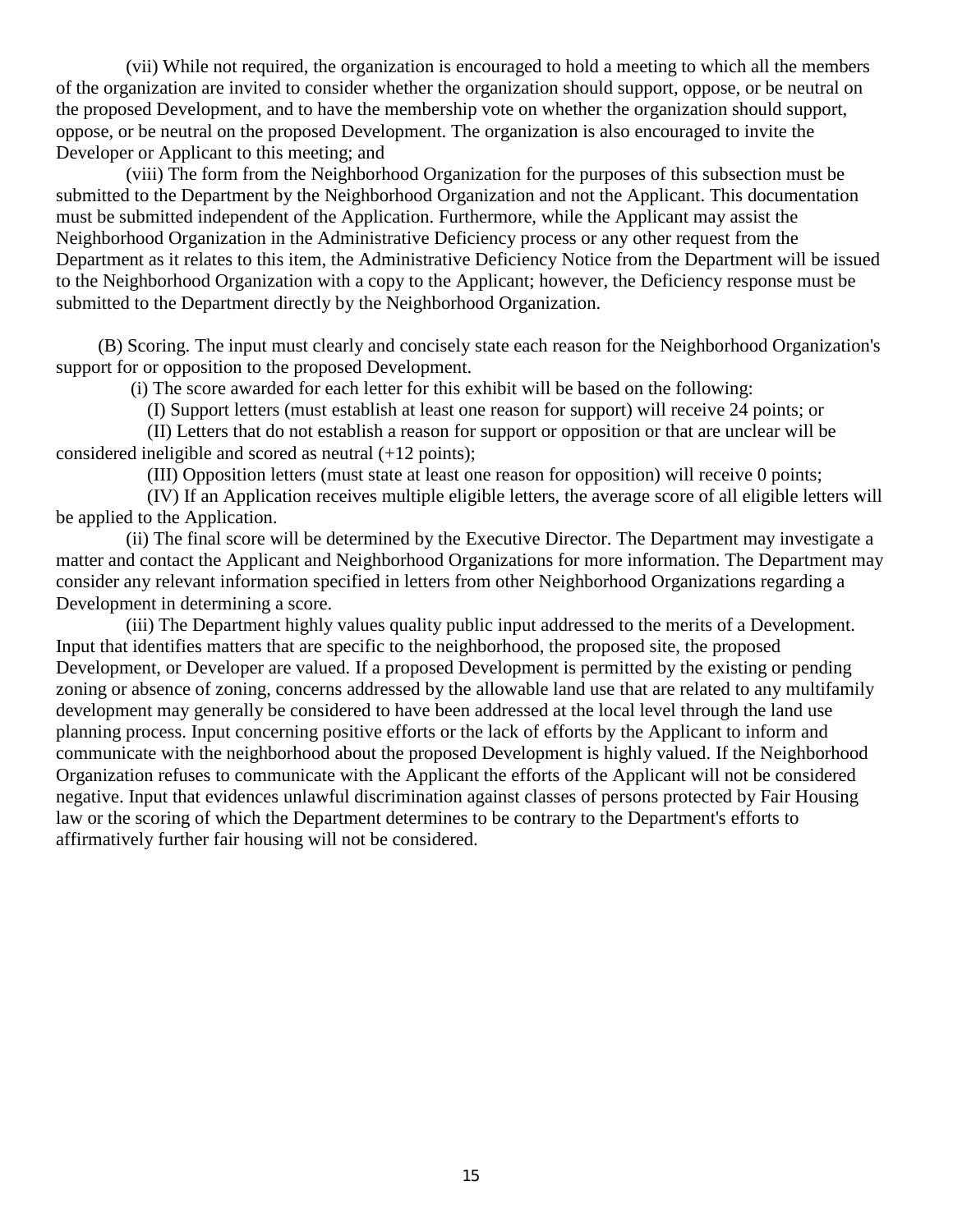(vii) While not required, the organization is encouraged to hold a meeting to which all the members of the organization are invited to consider whether the organization should support, oppose, or be neutral on the proposed Development, and to have the membership vote on whether the organization should support, oppose, or be neutral on the proposed Development. The organization is also encouraged to invite the Developer or Applicant to this meeting; and

(viii) The form from the Neighborhood Organization for the purposes of this subsection must be submitted to the Department by the Neighborhood Organization and not the Applicant. This documentation must be submitted independent of the Application. Furthermore, while the Applicant may assist the Neighborhood Organization in the Administrative Deficiency process or any other request from the Department as it relates to this item, the Administrative Deficiency Notice from the Department will be issued to the Neighborhood Organization with a copy to the Applicant; however, the Deficiency response must be submitted to the Department directly by the Neighborhood Organization.

(B) Scoring. The input must clearly and concisely state each reason for the Neighborhood Organization's support for or opposition to the proposed Development.

(i) The score awarded for each letter for this exhibit will be based on the following:

(I) Support letters (must establish at least one reason for support) will receive 24 points; or

(II) Letters that do not establish a reason for support or opposition or that are unclear will be considered ineligible and scored as neutral (+12 points);

(III) Opposition letters (must state at least one reason for opposition) will receive 0 points;

(IV) If an Application receives multiple eligible letters, the average score of all eligible letters will be applied to the Application.

(ii) The final score will be determined by the Executive Director. The Department may investigate a matter and contact the Applicant and Neighborhood Organizations for more information. The Department may consider any relevant information specified in letters from other Neighborhood Organizations regarding a Development in determining a score.

(iii) The Department highly values quality public input addressed to the merits of a Development. Input that identifies matters that are specific to the neighborhood, the proposed site, the proposed Development, or Developer are valued. If a proposed Development is permitted by the existing or pending zoning or absence of zoning, concerns addressed by the allowable land use that are related to any multifamily development may generally be considered to have been addressed at the local level through the land use planning process. Input concerning positive efforts or the lack of efforts by the Applicant to inform and communicate with the neighborhood about the proposed Development is highly valued. If the Neighborhood Organization refuses to communicate with the Applicant the efforts of the Applicant will not be considered negative. Input that evidences unlawful discrimination against classes of persons protected by Fair Housing law or the scoring of which the Department determines to be contrary to the Department's efforts to affirmatively further fair housing will not be considered.